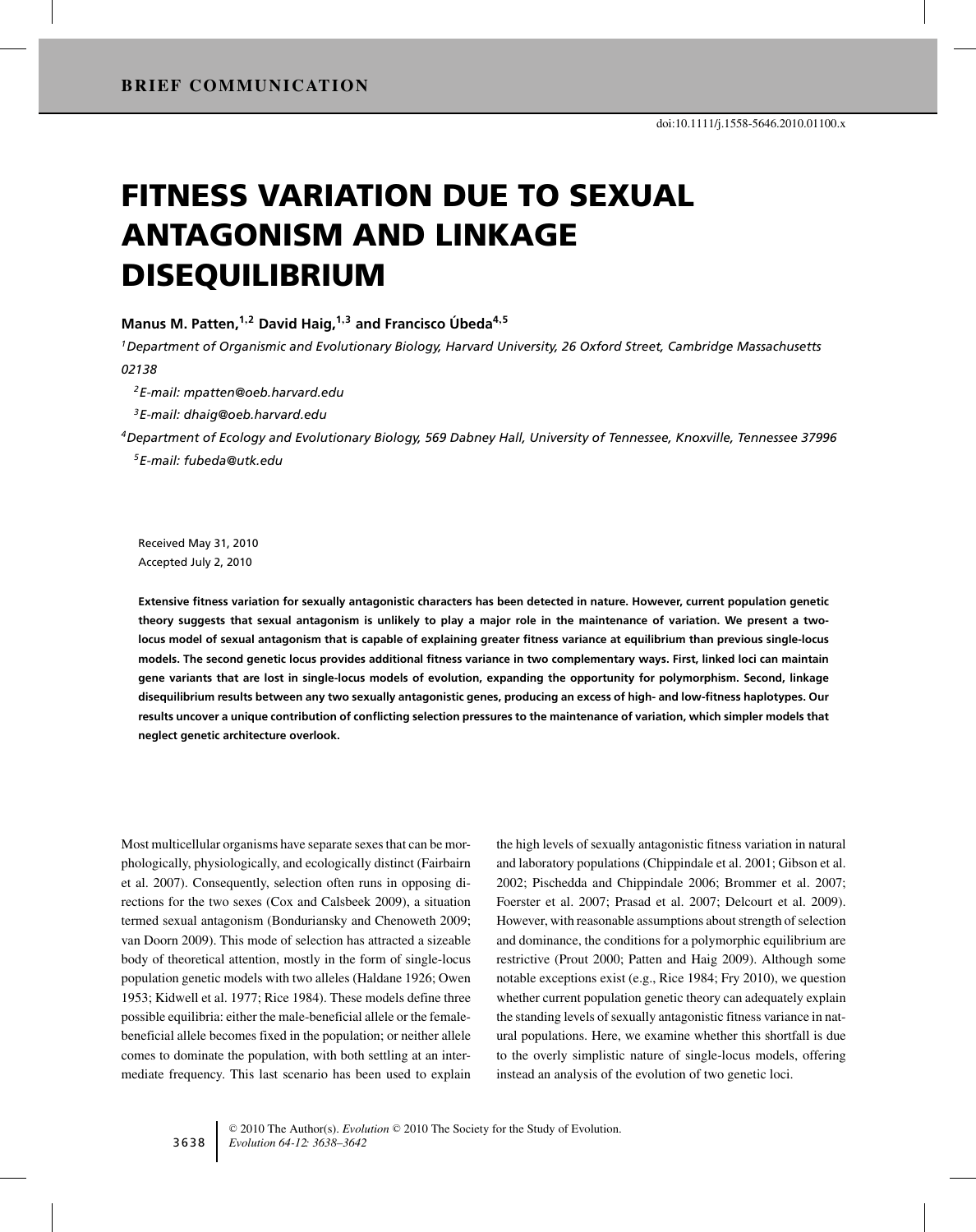BRIEF COMMUNICATION

doi:10.1111/j.1558-5646.2010.01100.x

# FITNESS VARIATION DUE TO SEXUAL ANTAGONISM AND LINKAGE DISEQUILIBRIUM

**Manus M. Patten,[1,2] David Haig,[1,3] and Francisco Úbeda[4,5]**

*[1]Department of Organismic and Evolutionary Biology, Harvard University, 26 Oxford Street, Cambridge Massachusetts 02138*

*[2]E-mail: mpatten@oeb.harvard.edu*

*[3]E-mail: dhaig@oeb.harvard.edu*

*[4]Department of Ecology and Evolutionary Biology, 569 Dabney Hall, University of Tennessee, Knoxville, Tennessee 37996*

*[5]E-mail: fubeda@utk.edu*

Received May 31, 2010
Accepted July 2, 2010

**Extensive fitness variation for sexually antagonistic characters has been detected in nature. However, current population genetic theory suggests that sexual antagonism is unlikely to play a major role in the maintenance of variation. We present a two-locus model of sexual antagonism that is capable of explaining greater fitness variance at equilibrium than previous single-locus models. The second genetic locus provides additional fitness variance in two complementary ways. First, linked loci can maintain gene variants that are lost in single-locus models of evolution, expanding the opportunity for polymorphism. Second, linkage disequilibrium results between any two sexually antagonistic genes, producing an excess of high- and low-fitness haplotypes. Our results uncover a unique contribution of conflicting selection pressures to the maintenance of variation, which simpler models that neglect genetic architecture overlook.**

Most multicellular organisms have separate sexes that can be morphologically, physiologically, and ecologically distinct (Fairbairn et al. 2007). Consequently, selection often runs in opposing directions for the two sexes (Cox and Calsbeek 2009), a situation termed sexual antagonism (Bonduriansky and Chenoweth 2009; van Doorn 2009). This mode of selection has attracted a sizeable body of theoretical attention, mostly in the form of single-locus population genetic models with two alleles (Haldane 1926; Owen 1953; Kidwell et al. 1977; Rice 1984). These models define three possible equilibria: either the male-beneficial allele or the female-beneficial allele becomes fixed in the population; or neither allele comes to dominate the population, with both settling at an intermediate frequency. This last scenario has been used to explain the high levels of sexually antagonistic fitness variation in natural and laboratory populations (Chippindale et al. 2001; Gibson et al. 2002; Pischedda and Chippindale 2006; Brommer et al. 2007; Foerster et al. 2007; Prasad et al. 2007; Delcourt et al. 2009). However, with reasonable assumptions about strength of selection and dominance, the conditions for a polymorphic equilibrium are restrictive (Prout 2000; Patten and Haig 2009). Although some notable exceptions exist (e.g., Rice 1984; Fry 2010), we question whether current population genetic theory can adequately explain the standing levels of sexually antagonistic fitness variance in natural populations. Here, we examine whether this shortfall is due to the overly simplistic nature of single-locus models, offering instead an analysis of the evolution of two genetic loci.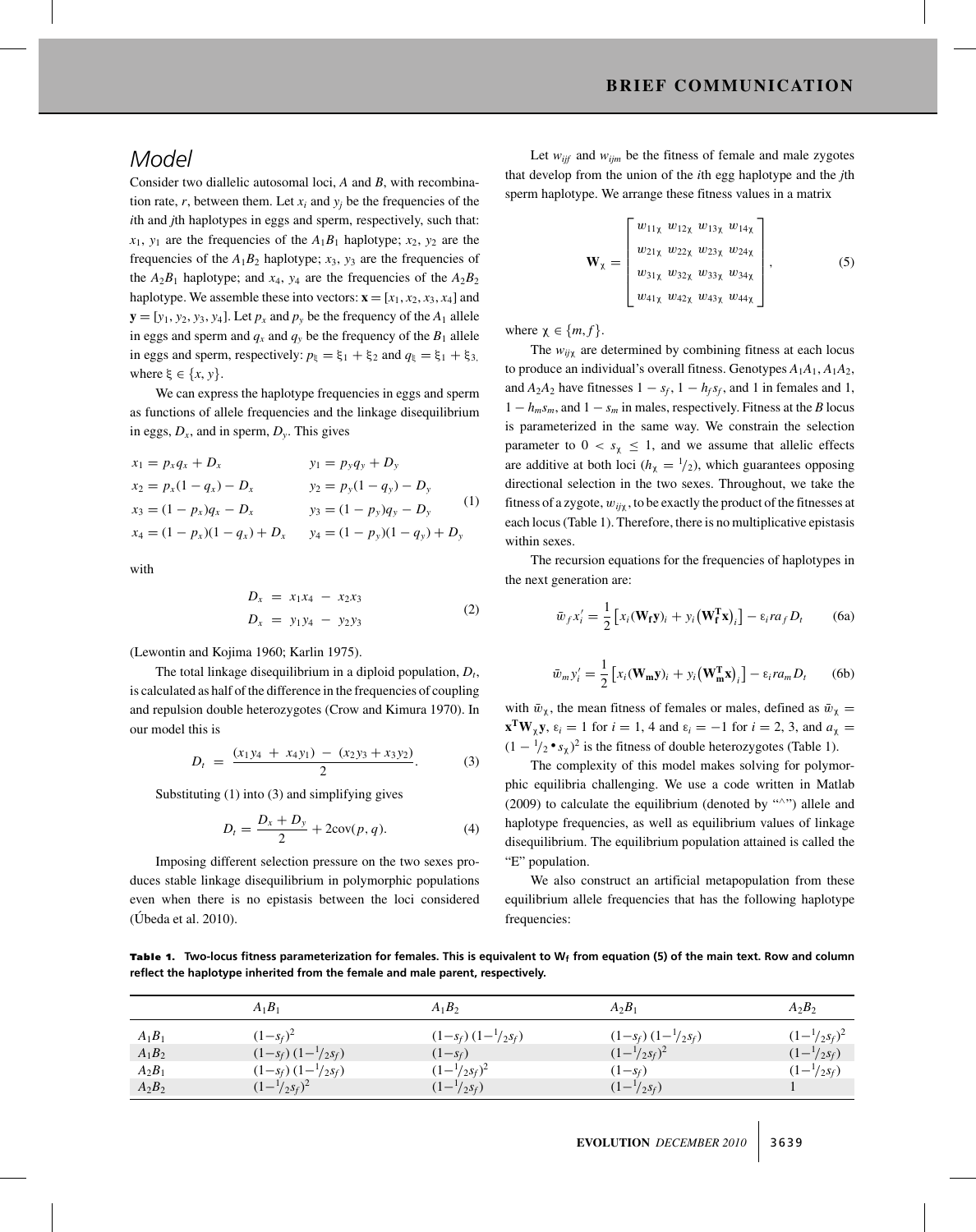## Model

Consider two diallelic autosomal loci, $A$ and $B$, with recombination rate, $r$, between them. Let $x_i$ and $y_j$ be the frequencies of the $i$th and $j$th haplotypes in eggs and sperm, respectively, such that: $x_1$, $y_1$ are the frequencies of the $A_1B_1$ haplotype; $x_2$, $y_2$ are the frequencies of the $A_1B_2$ haplotype; $x_3$, $y_3$ are the frequencies of the $A_2B_1$ haplotype; and $x_4$, $y_4$ are the frequencies of the $A_2B_2$ haplotype. We assemble these into vectors: $\mathbf{x} = [x_1, x_2, x_3, x_4]$ and $\mathbf{y} = [y_1, y_2, y_3, y_4]$. Let $p_x$ and $p_y$ be the frequency of the $A_1$ allele in eggs and sperm and $q_x$ and $q_y$ be the frequency of the $B_1$ allele in eggs and sperm, respectively: $p_\xi = \xi_1 + \xi_2$ and $q_\xi = \xi_1 + \xi_3$, where $\xi \in \{x, y\}$.

We can express the haplotype frequencies in eggs and sperm as functions of allele frequencies and the linkage disequilibrium in eggs, $D_x$, and in sperm, $D_y$. This gives

$$
\begin{aligned}
x_1 &= p_x q_x + D_x & y_1 &= p_y q_y + D_y \\
x_2 &= p_x(1 - q_x) - D_x & y_2 &= p_y(1 - q_y) - D_y \\
x_3 &= (1 - p_x)q_x - D_x & y_3 &= (1 - p_y)q_y - D_y \\
x_4 &= (1 - p_x)(1 - q_x) + D_x & y_4 &= (1 - p_y)(1 - q_y) + D_y
\end{aligned}
\tag{1}
$$

with

$$
\begin{aligned}
D_x &= x_1 x_4 - x_2 x_3 \\
D_x &= y_1 y_4 - y_2 y_3
\end{aligned}
\tag{2}
$$

(Lewontin and Kojima 1960; Karlin 1975).

The total linkage disequilibrium in a diploid population, $D_t$, is calculated as half of the difference in the frequencies of coupling and repulsion double heterozygotes (Crow and Kimura 1970). In our model this is

$$
D_t = \frac{(x_1 y_4 + x_4 y_1) - (x_2 y_3 + x_3 y_2)}{2}. \tag{3}
$$

Substituting (1) into (3) and simplifying gives

$$
D_t = \frac{D_x + D_y}{2} + 2\mathrm{cov}(p, q). \tag{4}
$$

Imposing different selection pressure on the two sexes produces stable linkage disequilibrium in polymorphic populations even when there is no epistasis between the loci considered (Úbeda et al. 2010).

Let $w_{ijf}$ and $w_{ijm}$ be the fitness of female and male zygotes that develop from the union of the $i$th egg haplotype and the $j$th sperm haplotype. We arrange these fitness values in a matrix

$$
\mathbf{W}_\chi = \begin{bmatrix} w_{11\chi} & w_{12\chi} & w_{13\chi} & w_{14\chi} \\ w_{21\chi} & w_{22\chi} & w_{23\chi} & w_{24\chi} \\ w_{31\chi} & w_{32\chi} & w_{33\chi} & w_{34\chi} \\ w_{41\chi} & w_{42\chi} & w_{43\chi} & w_{44\chi} \end{bmatrix}, \tag{5}
$$

where $\chi \in \{m, f\}$.

The $w_{ij\chi}$ are determined by combining fitness at each locus to produce an individual's overall fitness. Genotypes $A_1A_1$, $A_1A_2$, and $A_2A_2$ have fitnesses $1 - s_f$, $1 - h_f s_f$, and 1 in females and 1, $1 - h_m s_m$, and $1 - s_m$ in males, respectively. Fitness at the $B$ locus is parameterized in the same way. We constrain the selection parameter to $0 < s_\chi \leq 1$, and we assume that allelic effects are additive at both loci ($h_\chi = {}^1/_2$), which guarantees opposing directional selection in the two sexes. Throughout, we take the fitness of a zygote, $w_{ij\chi}$, to be exactly the product of the fitnesses at each locus (Table 1). Therefore, there is no multiplicative epistasis within sexes.

The recursion equations for the frequencies of haplotypes in the next generation are:

$$
\bar{w}_f x_i' = \frac{1}{2}\left[x_i(\mathbf{W_f y})_i + y_i\left(\mathbf{W_f^T x}\right)_i\right] - \varepsilon_i r a_f D_t \tag{6a}
$$

$$
\bar{w}_m y_i' = \frac{1}{2}\left[x_i(\mathbf{W_m y})_i + y_i\left(\mathbf{W_m^T x}\right)_i\right] - \varepsilon_i r a_m D_t \tag{6b}
$$

with $\bar{w}_\chi$, the mean fitness of females or males, defined as $\bar{w}_\chi = \mathbf{x^T W}_\chi \mathbf{y}$, $\varepsilon_i = 1$ for $i = 1, 4$ and $\varepsilon_i = -1$ for $i = 2, 3$, and $a_\chi = (1 - {}^1/_2 \bullet s_\chi)^2$ is the fitness of double heterozygotes (Table 1).

The complexity of this model makes solving for polymorphic equilibria challenging. We use a code written in Matlab (2009) to calculate the equilibrium (denoted by "^") allele and haplotype frequencies, as well as equilibrium values of linkage disequilibrium. The equilibrium population attained is called the "E" population.

We also construct an artificial metapopulation from these equilibrium allele frequencies that has the following haplotype frequencies:

**Table 1.** Two-locus fitness parameterization for females. This is equivalent to $\mathbf{W_f}$ from equation (5) of the main text. Row and column reflect the haplotype inherited from the female and male parent, respectively.

| | $A_1B_1$ | $A_1B_2$ | $A_2B_1$ | $A_2B_2$ |
|---|---|---|---|---|
| $A_1B_1$ | $(1-s_f)^2$ | $(1-s_f)\,(1-{}^1/_2 s_f)$ | $(1-s_f)\,(1-{}^1/_2 s_f)$ | $(1-{}^1/_2 s_f)^2$ |
| $A_1B_2$ | $(1-s_f)\,(1-{}^1/_2 s_f)$ | $(1-s_f)$ | $(1-{}^1/_2 s_f)^2$ | $(1-{}^1/_2 s_f)$ |
| $A_2B_1$ | $(1-s_f)\,(1-{}^1/_2 s_f)$ | $(1-{}^1/_2 s_f)^2$ | $(1-s_f)$ | $(1-{}^1/_2 s_f)$ |
| $A_2B_2$ | $(1-{}^1/_2 s_f)^2$ | $(1-{}^1/_2 s_f)$ | $(1-{}^1/_2 s_f)$ | 1 |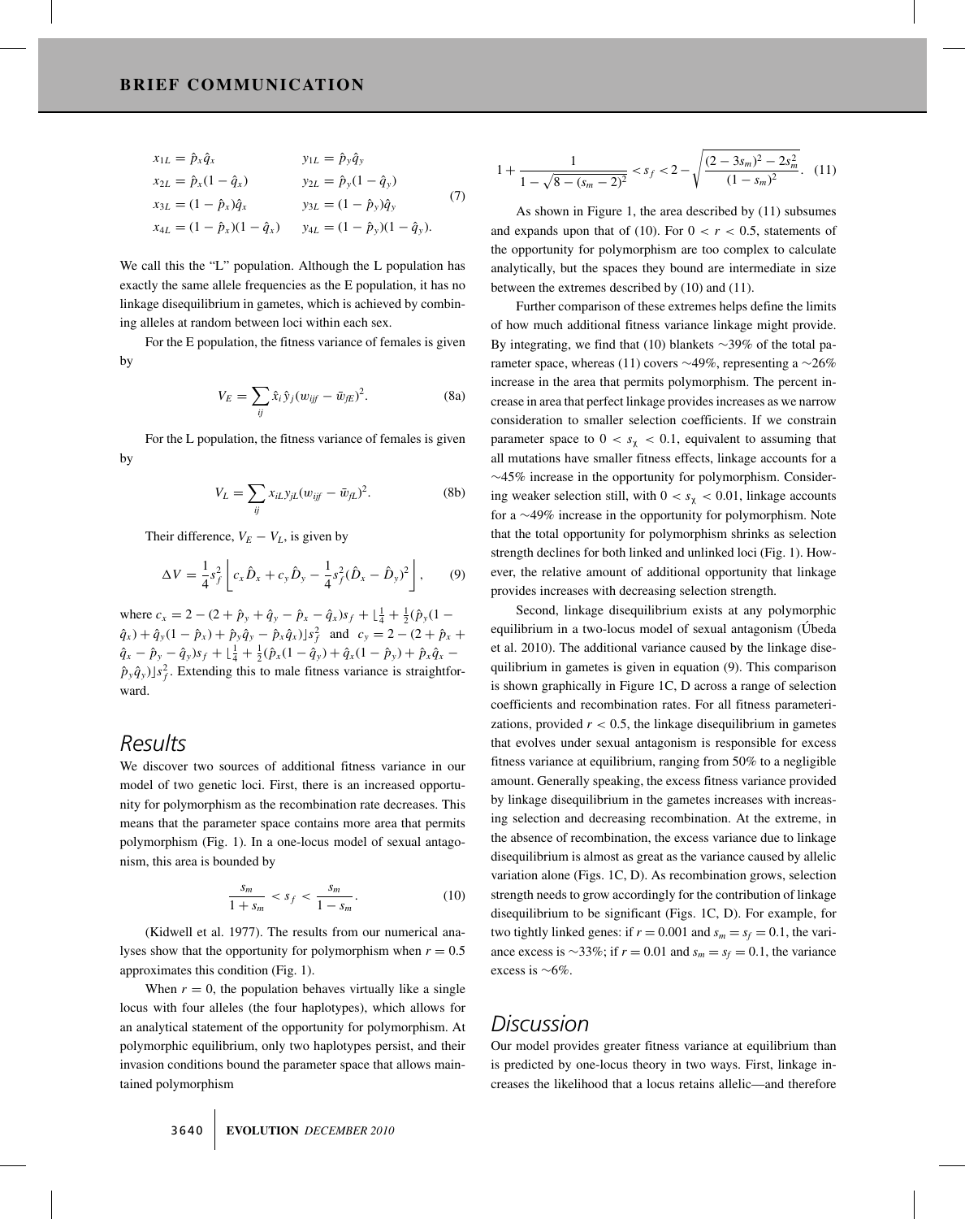$$
\begin{aligned}
x_{1L} &= \hat{p}_x \hat{q}_x & y_{1L} &= \hat{p}_y \hat{q}_y \\
x_{2L} &= \hat{p}_x (1 - \hat{q}_x) & y_{2L} &= \hat{p}_y (1 - \hat{q}_y) \\
x_{3L} &= (1 - \hat{p}_x)\hat{q}_x & y_{3L} &= (1 - \hat{p}_y)\hat{q}_y \\
x_{4L} &= (1 - \hat{p}_x)(1 - \hat{q}_x) & y_{4L} &= (1 - \hat{p}_y)(1 - \hat{q}_y).
\end{aligned} \tag{7}
$$

We call this the "L" population. Although the L population has exactly the same allele frequencies as the E population, it has no linkage disequilibrium in gametes, which is achieved by combining alleles at random between loci within each sex.

For the E population, the fitness variance of females is given by

$$
V_E = \sum_{ij} \hat{x}_i \hat{y}_j (w_{ijf} - \bar{w}_{fE})^2. \tag{8a}
$$

For the L population, the fitness variance of females is given by

$$
V_L = \sum_{ij} x_{iL} y_{jL} (w_{ijf} - \bar{w}_{fL})^2. \tag{8b}
$$

Their difference, $V_E - V_L$, is given by

$$
\Delta V = \frac{1}{4} s_f^2 \left[ c_x \hat{D}_x + c_y \hat{D}_y - \frac{1}{4} s_f^2 (\hat{D}_x - \hat{D}_y)^2 \right], \tag{9}
$$

where $c_x = 2 - (2 + \hat{p}_y + \hat{q}_y - \hat{p}_x - \hat{q}_x)s_f + \lfloor \frac{1}{4} + \frac{1}{2}(\hat{p}_y(1 - \hat{q}_x) + \hat{q}_y(1 - \hat{p}_x) + \hat{p}_y\hat{q}_y - \hat{p}_x\hat{q}_x) \rfloor s_f^2$ and $c_y = 2 - (2 + \hat{p}_x + \hat{q}_x - \hat{p}_y - \hat{q}_y)s_f + \lfloor \frac{1}{4} + \frac{1}{2}(\hat{p}_x(1 - \hat{q}_y) + \hat{q}_x(1 - \hat{p}_y) + \hat{p}_x\hat{q}_x - \hat{p}_y\hat{q}_y) \rfloor s_f^2$. Extending this to male fitness variance is straightforward.

## Results

We discover two sources of additional fitness variance in our model of two genetic loci. First, there is an increased opportunity for polymorphism as the recombination rate decreases. This means that the parameter space contains more area that permits polymorphism (Fig. 1). In a one-locus model of sexual antagonism, this area is bounded by

$$
\frac{s_m}{1 + s_m} < s_f < \frac{s_m}{1 - s_m}. \tag{10}
$$

(Kidwell et al. 1977). The results from our numerical analyses show that the opportunity for polymorphism when $r = 0.5$ approximates this condition (Fig. 1).

When $r = 0$, the population behaves virtually like a single locus with four alleles (the four haplotypes), which allows for an analytical statement of the opportunity for polymorphism. At polymorphic equilibrium, only two haplotypes persist, and their invasion conditions bound the parameter space that allows maintained polymorphism

$$
1 + \frac{1}{1 - \sqrt{8 - (s_m - 2)^2}} < s_f < 2 - \sqrt{\frac{(2 - 3s_m)^2 - 2s_m^2}{(1 - s_m)^2}}. \tag{11}
$$

As shown in Figure 1, the area described by (11) subsumes and expands upon that of (10). For $0 < r < 0.5$, statements of the opportunity for polymorphism are too complex to calculate analytically, but the spaces they bound are intermediate in size between the extremes described by (10) and (11).

Further comparison of these extremes helps define the limits of how much additional fitness variance linkage might provide. By integrating, we find that (10) blankets ~39% of the total parameter space, whereas (11) covers ~49%, representing a ~26% increase in the area that permits polymorphism. The percent increase in area that perfect linkage provides increases as we narrow consideration to smaller selection coefficients. If we constrain parameter space to $0 < s_\chi < 0.1$, equivalent to assuming that all mutations have smaller fitness effects, linkage accounts for a ~45% increase in the opportunity for polymorphism. Considering weaker selection still, with $0 < s_\chi < 0.01$, linkage accounts for a ~49% increase in the opportunity for polymorphism. Note that the total opportunity for polymorphism shrinks as selection strength declines for both linked and unlinked loci (Fig. 1). However, the relative amount of additional opportunity that linkage provides increases with decreasing selection strength.

Second, linkage disequilibrium exists at any polymorphic equilibrium in a two-locus model of sexual antagonism (Úbeda et al. 2010). The additional variance caused by the linkage disequilibrium in gametes is given in equation (9). This comparison is shown graphically in Figure 1C, D across a range of selection coefficients and recombination rates. For all fitness parameterizations, provided $r < 0.5$, the linkage disequilibrium in gametes that evolves under sexual antagonism is responsible for excess fitness variance at equilibrium, ranging from 50% to a negligible amount. Generally speaking, the excess fitness variance provided by linkage disequilibrium in the gametes increases with increasing selection and decreasing recombination. At the extreme, in the absence of recombination, the excess variance due to linkage disequilibrium is almost as great as the variance caused by allelic variation alone (Figs. 1C, D). As recombination grows, selection strength needs to grow accordingly for the contribution of linkage disequilibrium to be significant (Figs. 1C, D). For example, for two tightly linked genes: if $r = 0.001$ and $s_m = s_f = 0.1$, the variance excess is ~33%; if $r = 0.01$ and $s_m = s_f = 0.1$, the variance excess is ~6%.

## Discussion

Our model provides greater fitness variance at equilibrium than is predicted by one-locus theory in two ways. First, linkage increases the likelihood that a locus retains allelic—and therefore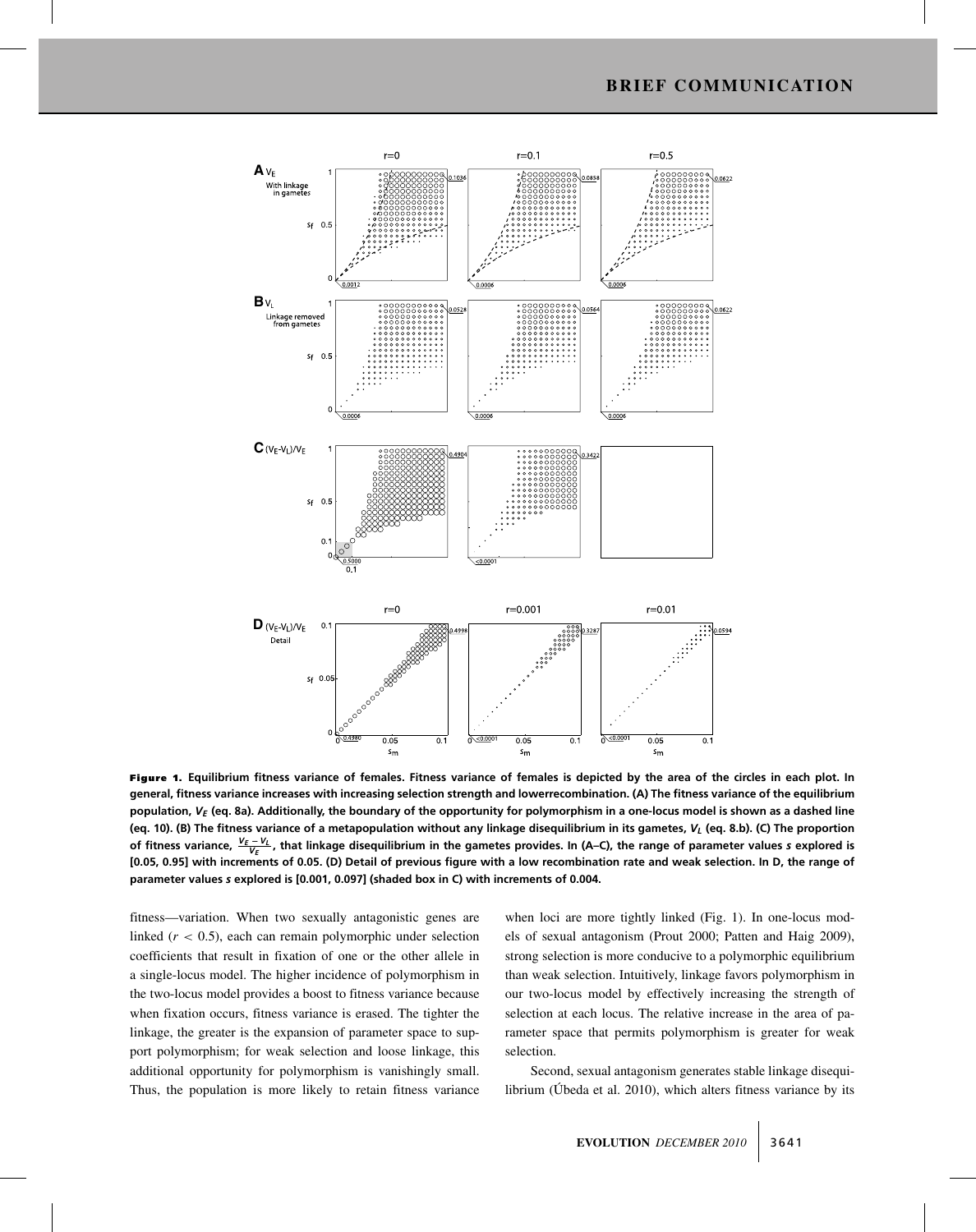**Figure 1.** Equilibrium fitness variance of females. Fitness variance of females is depicted by the area of the circles in each plot. In general, fitness variance increases with increasing selection strength and lowerrecombination. (A) The fitness variance of the equilibrium population, $V_E$ (eq. 8a). Additionally, the boundary of the opportunity for polymorphism in a one-locus model is shown as a dashed line (eq. 10). (B) The fitness variance of a metapopulation without any linkage disequilibrium in its gametes, $V_L$ (eq. 8.b). (C) The proportion of fitness variance, $\frac{V_E - V_L}{V_E}$, that linkage disequilibrium in the gametes provides. In (A–C), the range of parameter values $s$ explored is [0.05, 0.95] with increments of 0.05. (D) Detail of previous figure with a low recombination rate and weak selection. In D, the range of parameter values $s$ explored is [0.001, 0.097] (shaded box in C) with increments of 0.004.

fitness—variation. When two sexually antagonistic genes are linked ($r < 0.5$), each can remain polymorphic under selection coefficients that result in fixation of one or the other allele in a single-locus model. The higher incidence of polymorphism in the two-locus model provides a boost to fitness variance because when fixation occurs, fitness variance is erased. The tighter the linkage, the greater is the expansion of parameter space to support polymorphism; for weak selection and loose linkage, this additional opportunity for polymorphism is vanishingly small. Thus, the population is more likely to retain fitness variance when loci are more tightly linked (Fig. 1). In one-locus models of sexual antagonism (Prout 2000; Patten and Haig 2009), strong selection is more conducive to a polymorphic equilibrium than weak selection. Intuitively, linkage favors polymorphism in our two-locus model by effectively increasing the strength of selection at each locus. The relative increase in the area of parameter space that permits polymorphism is greater for weak selection.

Second, sexual antagonism generates stable linkage disequilibrium (Úbeda et al. 2010), which alters fitness variance by its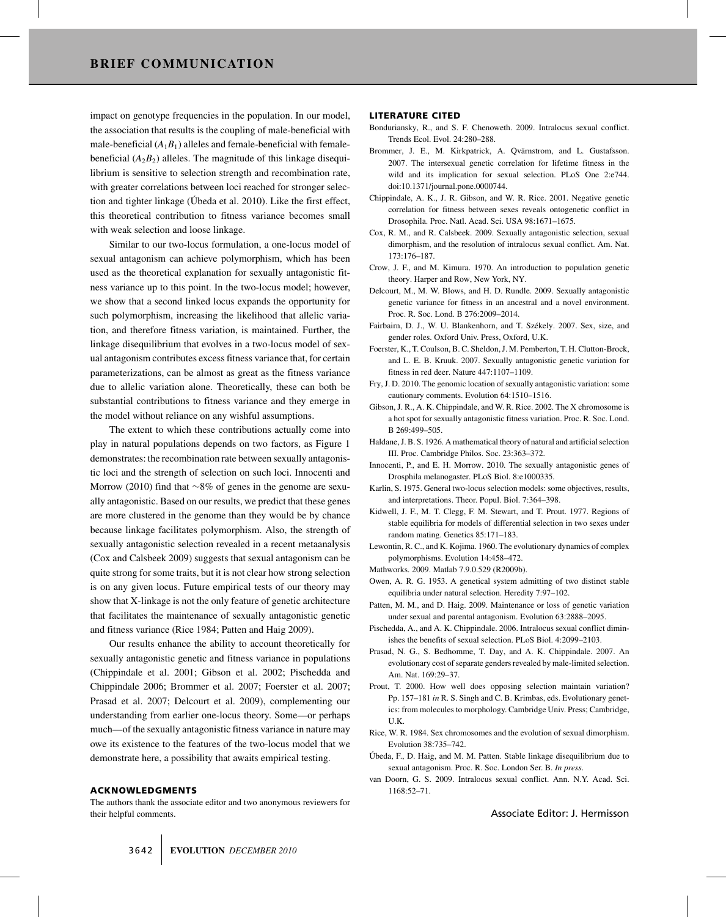impact on genotype frequencies in the population. In our model, the association that results is the coupling of male-beneficial with male-beneficial ($A_1B_1$) alleles and female-beneficial with female-beneficial ($A_2B_2$) alleles. The magnitude of this linkage disequilibrium is sensitive to selection strength and recombination rate, with greater correlations between loci reached for stronger selection and tighter linkage (Úbeda et al. 2010). Like the first effect, this theoretical contribution to fitness variance becomes small with weak selection and loose linkage.

Similar to our two-locus formulation, a one-locus model of sexual antagonism can achieve polymorphism, which has been used as the theoretical explanation for sexually antagonistic fitness variance up to this point. In the two-locus model; however, we show that a second linked locus expands the opportunity for such polymorphism, increasing the likelihood that allelic variation, and therefore fitness variation, is maintained. Further, the linkage disequilibrium that evolves in a two-locus model of sexual antagonism contributes excess fitness variance that, for certain parameterizations, can be almost as great as the fitness variance due to allelic variation alone. Theoretically, these can both be substantial contributions to fitness variance and they emerge in the model without reliance on any wishful assumptions.

The extent to which these contributions actually come into play in natural populations depends on two factors, as Figure 1 demonstrates: the recombination rate between sexually antagonistic loci and the strength of selection on such loci. Innocenti and Morrow (2010) find that ~8% of genes in the genome are sexually antagonistic. Based on our results, we predict that these genes are more clustered in the genome than they would be by chance because linkage facilitates polymorphism. Also, the strength of sexually antagonistic selection revealed in a recent metaanalysis (Cox and Calsbeek 2009) suggests that sexual antagonism can be quite strong for some traits, but it is not clear how strong selection is on any given locus. Future empirical tests of our theory may show that X-linkage is not the only feature of genetic architecture that facilitates the maintenance of sexually antagonistic genetic and fitness variance (Rice 1984; Patten and Haig 2009).

Our results enhance the ability to account theoretically for sexually antagonistic genetic and fitness variance in populations (Chippindale et al. 2001; Gibson et al. 2002; Pischedda and Chippindale 2006; Brommer et al. 2007; Foerster et al. 2007; Prasad et al. 2007; Delcourt et al. 2009), complementing our understanding from earlier one-locus theory. Some—or perhaps much—of the sexually antagonistic fitness variance in nature may owe its existence to the features of the two-locus model that we demonstrate here, a possibility that awaits empirical testing.

## ACKNOWLEDGMENTS

The authors thank the associate editor and two anonymous reviewers for their helpful comments.

## LITERATURE CITED

Bonduriansky, R., and S. F. Chenoweth. 2009. Intralocus sexual conflict. Trends Ecol. Evol. 24:280–288.

Brommer, J. E., M. Kirkpatrick, A. Qvärnstrom, and L. Gustafsson. 2007. The intersexual genetic correlation for lifetime fitness in the wild and its implication for sexual selection. PLoS One 2:e744. doi:10.1371/journal.pone.0000744.

Chippindale, A. K., J. R. Gibson, and W. R. Rice. 2001. Negative genetic correlation for fitness between sexes reveals ontogenetic conflict in Drosophila. Proc. Natl. Acad. Sci. USA 98:1671–1675.

Cox, R. M., and R. Calsbeek. 2009. Sexually antagonistic selection, sexual dimorphism, and the resolution of intralocus sexual conflict. Am. Nat. 173:176–187.

Crow, J. F., and M. Kimura. 1970. An introduction to population genetic theory. Harper and Row, New York, NY.

Delcourt, M., M. W. Blows, and H. D. Rundle. 2009. Sexually antagonistic genetic variance for fitness in an ancestral and a novel environment. Proc. R. Soc. Lond. B 276:2009–2014.

Fairbairn, D. J., W. U. Blankenhorn, and T. Székely. 2007. Sex, size, and gender roles. Oxford Univ. Press, Oxford, U.K.

Foerster, K., T. Coulson, B. C. Sheldon, J. M. Pemberton, T. H. Clutton-Brock, and L. E. B. Kruuk. 2007. Sexually antagonistic genetic variation for fitness in red deer. Nature 447:1107–1109.

Fry, J. D. 2010. The genomic location of sexually antagonistic variation: some cautionary comments. Evolution 64:1510–1516.

Gibson, J. R., A. K. Chippindale, and W. R. Rice. 2002. The X chromosome is a hot spot for sexually antagonistic fitness variation. Proc. R. Soc. Lond. B 269:499–505.

Haldane, J. B. S. 1926. A mathematical theory of natural and artificial selection III. Proc. Cambridge Philos. Soc. 23:363–372.

Innocenti, P., and E. H. Morrow. 2010. The sexually antagonistic genes of Drosphila melanogaster. PLoS Biol. 8:e1000335.

Karlin, S. 1975. General two-locus selection models: some objectives, results, and interpretations. Theor. Popul. Biol. 7:364–398.

Kidwell, J. F., M. T. Clegg, F. M. Stewart, and T. Prout. 1977. Regions of stable equilibria for models of differential selection in two sexes under random mating. Genetics 85:171–183.

Lewontin, R. C., and K. Kojima. 1960. The evolutionary dynamics of complex polymorphisms. Evolution 14:458–472.

Mathworks. 2009. Matlab 7.9.0.529 (R2009b).

Owen, A. R. G. 1953. A genetical system admitting of two distinct stable equilibria under natural selection. Heredity 7:97–102.

Patten, M. M., and D. Haig. 2009. Maintenance or loss of genetic variation under sexual and parental antagonism. Evolution 63:2888–2095.

Pischedda, A., and A. K. Chippindale. 2006. Intralocus sexual conflict diminishes the benefits of sexual selection. PLoS Biol. 4:2099–2103.

Prasad, N. G., S. Bedhomme, T. Day, and A. K. Chippindale. 2007. An evolutionary cost of separate genders revealed by male-limited selection. Am. Nat. 169:29–37.

Prout, T. 2000. How well does opposing selection maintain variation? Pp. 157–181 *in* R. S. Singh and C. B. Krimbas, eds. Evolutionary genetics: from molecules to morphology. Cambridge Univ. Press; Cambridge, U.K.

Rice, W. R. 1984. Sex chromosomes and the evolution of sexual dimorphism. Evolution 38:735–742.

Úbeda, F., D. Haig, and M. M. Patten. Stable linkage disequilibrium due to sexual antagonism. Proc. R. Soc. London Ser. B. *In press*.

van Doorn, G. S. 2009. Intralocus sexual conflict. Ann. N.Y. Acad. Sci. 1168:52–71.

Associate Editor: J. Hermisson